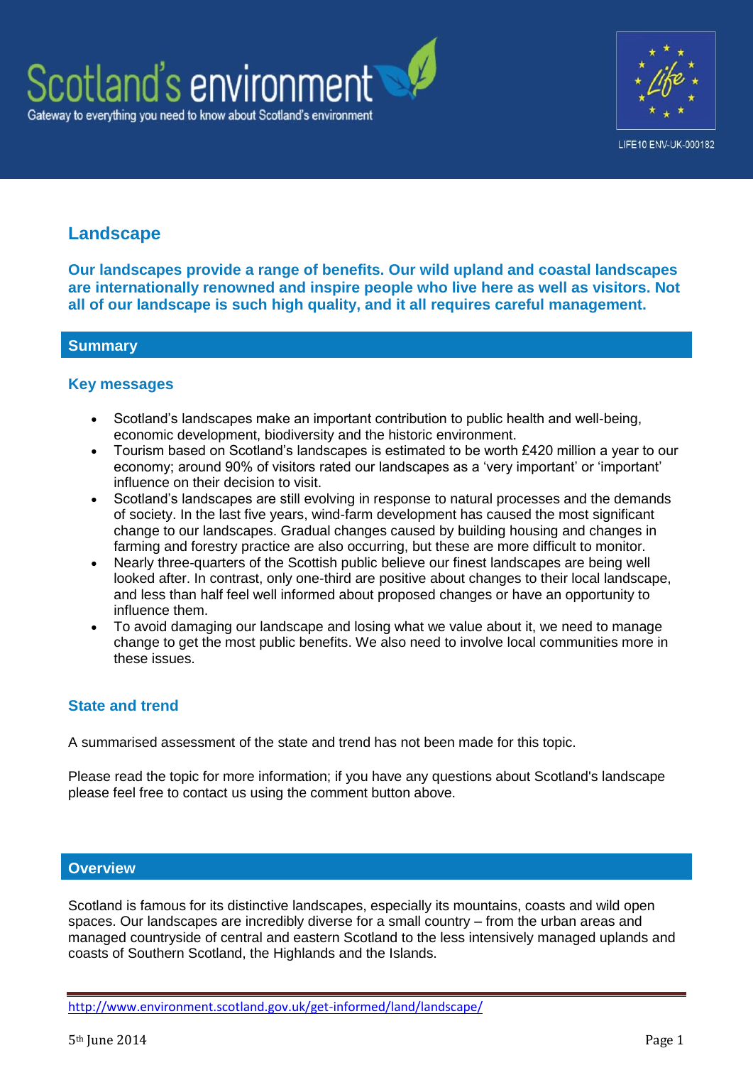# Landscape

**Our landscapes provide a range of benefits. Our wild upland and coastal landscapes are internationally renowned and inspire people who live here as well as visitors. Not all of our landscape is such high quality, and it all requires careful management.**

## Summary

### Key messages

- Scotland's landscapes make an important contribution to public health and well-being, economic development, biodiversity and the historic environment.
- Tourism based on Scotland's landscapes is estimated to be worth £420 million a year to our economy; around 90% of visitors rated our landscapes as a 'very important' or 'important' influence on their decision to visit.
- Scotland's landscapes are still evolving in response to natural processes and the demands of society. In the last five years, wind-farm development has caused the most significant change to our landscapes. Gradual changes caused by building housing and changes in farming and forestry practice are also occurring, but these are more difficult to monitor.
- Nearly three-quarters of the Scottish public believe our finest landscapes are being well looked after. In contrast, only one-third are positive about changes to their local landscape, and less than half feel well informed about proposed changes or have an opportunity to influence them.
- To avoid damaging our landscape and losing what we value about it, we need to manage change to get the most public benefits. We also need to involve local communities more in these issues.

### State and trend

A summarised assessment of the state and trend has not been made for this topic.

Please read the topic for more information; if you have any questions about Scotland's landscape please feel free to contact us using the comment button above.

## Overview

Scotland is famous for its distinctive landscapes, especially its mountains, coasts and wild open spaces. Our landscapes are incredibly diverse for a small country – from the urban areas and managed countryside of central and eastern Scotland to the less intensively managed uplands and coasts of Southern Scotland, the Highlands and the Islands.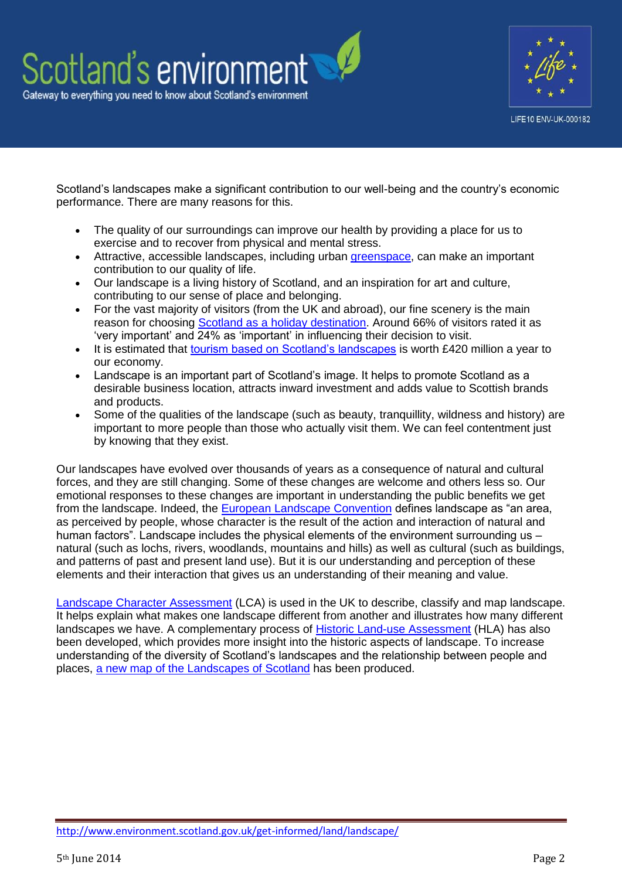Scotland's landscapes make a significant contribution to our well-being and the country's economic performance. There are many reasons for this.

- The quality of our surroundings can improve our health by providing a place for us to exercise and to recover from physical and mental stress.
- Attractive, accessible landscapes, including urban greenspace, can make an important contribution to our quality of life.
- Our landscape is a living history of Scotland, and an inspiration for art and culture, contributing to our sense of place and belonging.
- For the vast majority of visitors (from the UK and abroad), our fine scenery is the main reason for choosing Scotland as a holiday destination. Around 66% of visitors rated it as 'very important' and 24% as 'important' in influencing their decision to visit.
- It is estimated that tourism based on Scotland's landscapes is worth £420 million a year to our economy.
- Landscape is an important part of Scotland's image. It helps to promote Scotland as a desirable business location, attracts inward investment and adds value to Scottish brands and products.
- Some of the qualities of the landscape (such as beauty, tranquillity, wildness and history) are important to more people than those who actually visit them. We can feel contentment just by knowing that they exist.

Our landscapes have evolved over thousands of years as a consequence of natural and cultural forces, and they are still changing. Some of these changes are welcome and others less so. Our emotional responses to these changes are important in understanding the public benefits we get from the landscape. Indeed, the European Landscape Convention defines landscape as "an area, as perceived by people, whose character is the result of the action and interaction of natural and human factors". Landscape includes the physical elements of the environment surrounding us – natural (such as lochs, rivers, woodlands, mountains and hills) as well as cultural (such as buildings, and patterns of past and present land use). But it is our understanding and perception of these elements and their interaction that gives us an understanding of their meaning and value.

Landscape Character Assessment (LCA) is used in the UK to describe, classify and map landscape. It helps explain what makes one landscape different from another and illustrates how many different landscapes we have. A complementary process of Historic Land-use Assessment (HLA) has also been developed, which provides more insight into the historic aspects of landscape. To increase understanding of the diversity of Scotland's landscapes and the relationship between people and places, a new map of the Landscapes of Scotland has been produced.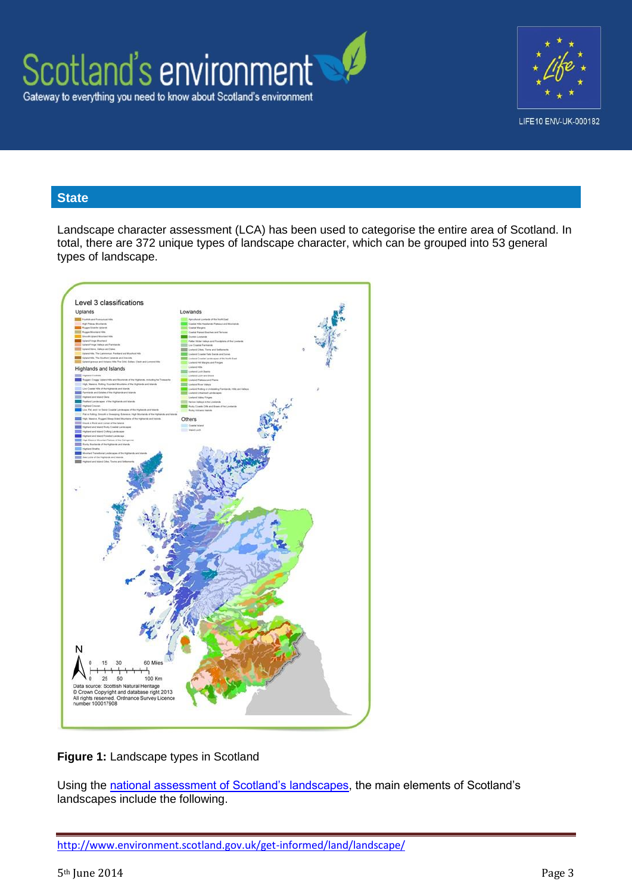## State

Landscape character assessment (LCA) has been used to categorise the entire area of Scotland. In total, there are 372 unique types of landscape character, which can be grouped into 53 general types of landscape.

**Figure 1:** Landscape types in Scotland

Using the [national assessment of Scotland's landscapes](http://www.environment.scotland.gov.uk/get-informed/land/landscape/), the main elements of Scotland's landscapes include the following.

http://www.environment.scotland.gov.uk/get-informed/land/landscape/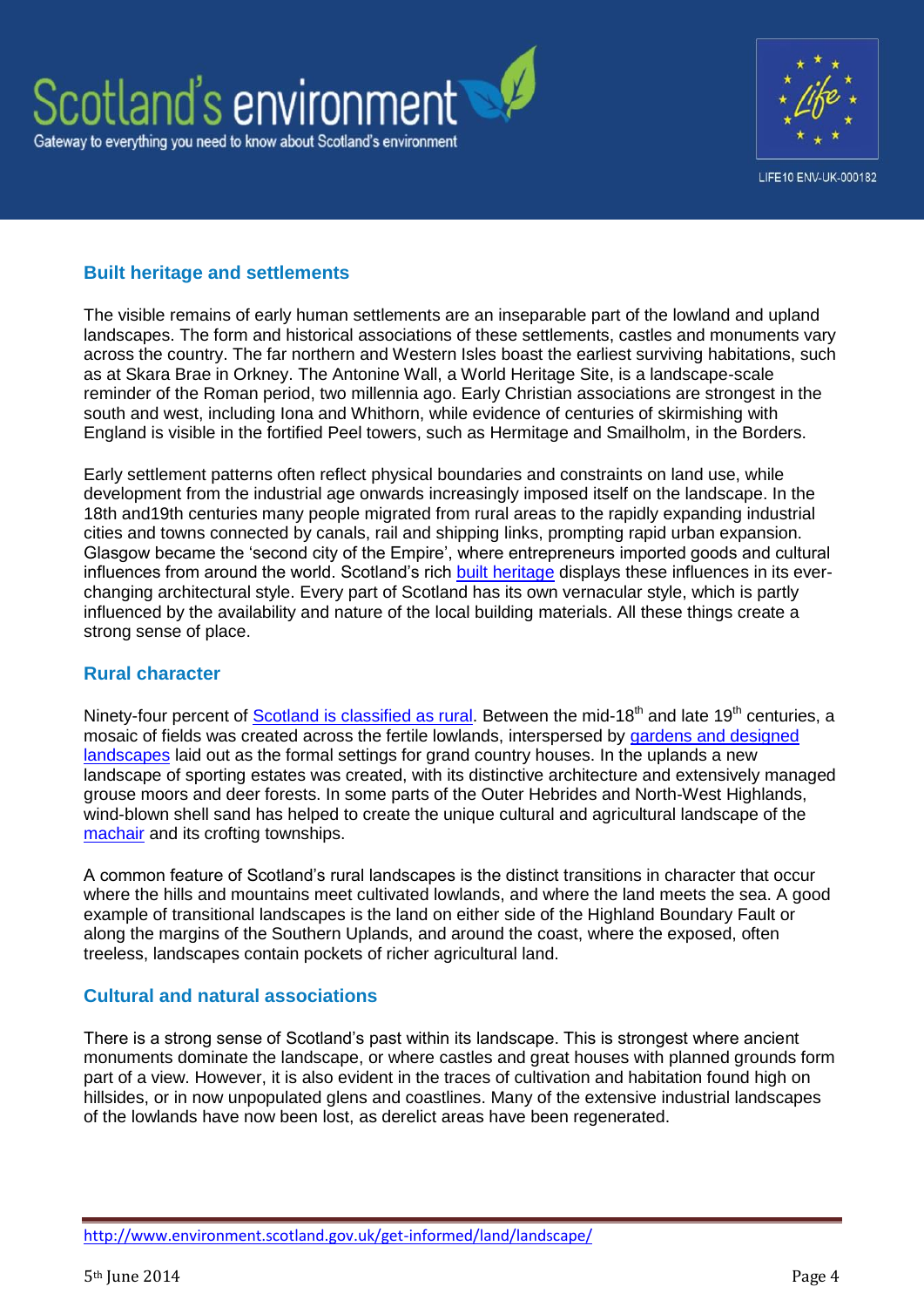## Built heritage and settlements

The visible remains of early human settlements are an inseparable part of the lowland and upland landscapes. The form and historical associations of these settlements, castles and monuments vary across the country. The far northern and Western Isles boast the earliest surviving habitations, such as at Skara Brae in Orkney. The Antonine Wall, a World Heritage Site, is a landscape-scale reminder of the Roman period, two millennia ago. Early Christian associations are strongest in the south and west, including Iona and Whithorn, while evidence of centuries of skirmishing with England is visible in the fortified Peel towers, such as Hermitage and Smailholm, in the Borders.

Early settlement patterns often reflect physical boundaries and constraints on land use, while development from the industrial age onwards increasingly imposed itself on the landscape. In the 18th and19th centuries many people migrated from rural areas to the rapidly expanding industrial cities and towns connected by canals, rail and shipping links, prompting rapid urban expansion. Glasgow became the 'second city of the Empire', where entrepreneurs imported goods and cultural influences from around the world. Scotland's rich built heritage displays these influences in its ever-changing architectural style. Every part of Scotland has its own vernacular style, which is partly influenced by the availability and nature of the local building materials. All these things create a strong sense of place.

## Rural character

Ninety-four percent of Scotland is classified as rural. Between the mid-18th and late 19th centuries, a mosaic of fields was created across the fertile lowlands, interspersed by gardens and designed landscapes laid out as the formal settings for grand country houses. In the uplands a new landscape of sporting estates was created, with its distinctive architecture and extensively managed grouse moors and deer forests. In some parts of the Outer Hebrides and North-West Highlands, wind-blown shell sand has helped to create the unique cultural and agricultural landscape of the machair and its crofting townships.

A common feature of Scotland's rural landscapes is the distinct transitions in character that occur where the hills and mountains meet cultivated lowlands, and where the land meets the sea. A good example of transitional landscapes is the land on either side of the Highland Boundary Fault or along the margins of the Southern Uplands, and around the coast, where the exposed, often treeless, landscapes contain pockets of richer agricultural land.

## Cultural and natural associations

There is a strong sense of Scotland's past within its landscape. This is strongest where ancient monuments dominate the landscape, or where castles and great houses with planned grounds form part of a view. However, it is also evident in the traces of cultivation and habitation found high on hillsides, or in now unpopulated glens and coastlines. Many of the extensive industrial landscapes of the lowlands have now been lost, as derelict areas have been regenerated.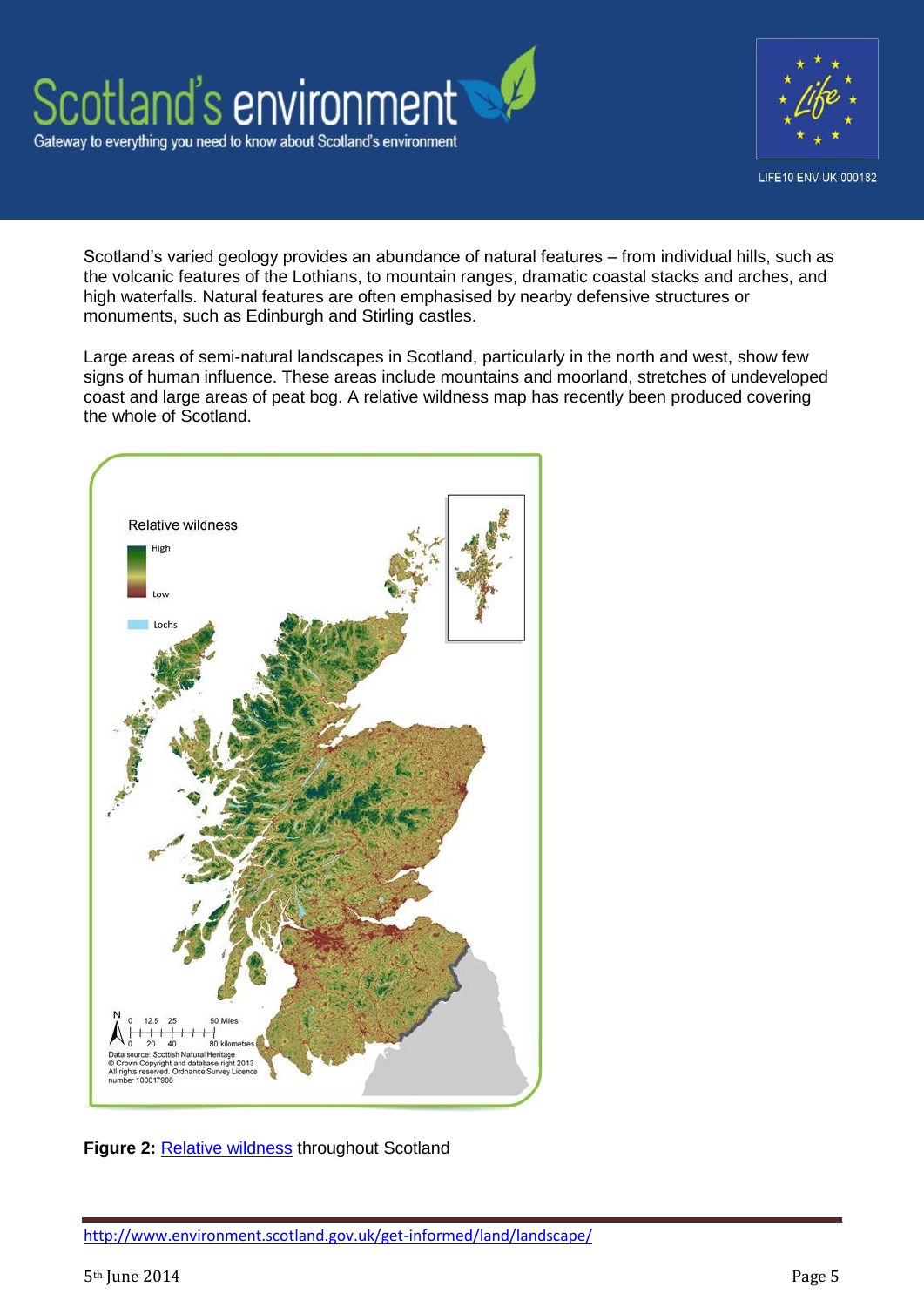Scotland's varied geology provides an abundance of natural features – from individual hills, such as the volcanic features of the Lothians, to mountain ranges, dramatic coastal stacks and arches, and high waterfalls. Natural features are often emphasised by nearby defensive structures or monuments, such as Edinburgh and Stirling castles.

Large areas of semi-natural landscapes in Scotland, particularly in the north and west, show few signs of human influence. These areas include mountains and moorland, stretches of undeveloped coast and large areas of peat bog. A relative wildness map has recently been produced covering the whole of Scotland.

**Figure 2:** [Relative wildness](Relative wildness) throughout Scotland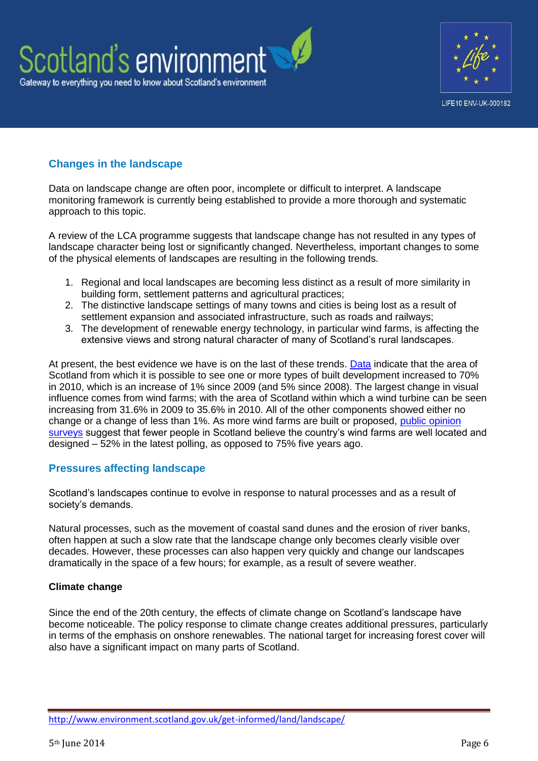## Changes in the landscape

Data on landscape change are often poor, incomplete or difficult to interpret. A landscape monitoring framework is currently being established to provide a more thorough and systematic approach to this topic.

A review of the LCA programme suggests that landscape change has not resulted in any types of landscape character being lost or significantly changed. Nevertheless, important changes to some of the physical elements of landscapes are resulting in the following trends.

1. Regional and local landscapes are becoming less distinct as a result of more similarity in building form, settlement patterns and agricultural practices;
2. The distinctive landscape settings of many towns and cities is being lost as a result of settlement expansion and associated infrastructure, such as roads and railways;
3. The development of renewable energy technology, in particular wind farms, is affecting the extensive views and strong natural character of many of Scotland's rural landscapes.

At present, the best evidence we have is on the last of these trends. Data indicate that the area of Scotland from which it is possible to see one or more types of built development increased to 70% in 2010, which is an increase of 1% since 2009 (and 5% since 2008). The largest change in visual influence comes from wind farms; with the area of Scotland within which a wind turbine can be seen increasing from 31.6% in 2009 to 35.6% in 2010. All of the other components showed either no change or a change of less than 1%. As more wind farms are built or proposed, public opinion surveys suggest that fewer people in Scotland believe the country's wind farms are well located and designed – 52% in the latest polling, as opposed to 75% five years ago.

## Pressures affecting landscape

Scotland's landscapes continue to evolve in response to natural processes and as a result of society's demands.

Natural processes, such as the movement of coastal sand dunes and the erosion of river banks, often happen at such a slow rate that the landscape change only becomes clearly visible over decades. However, these processes can also happen very quickly and change our landscapes dramatically in the space of a few hours; for example, as a result of severe weather.

### Climate change

Since the end of the 20th century, the effects of climate change on Scotland's landscape have become noticeable. The policy response to climate change creates additional pressures, particularly in terms of the emphasis on onshore renewables. The national target for increasing forest cover will also have a significant impact on many parts of Scotland.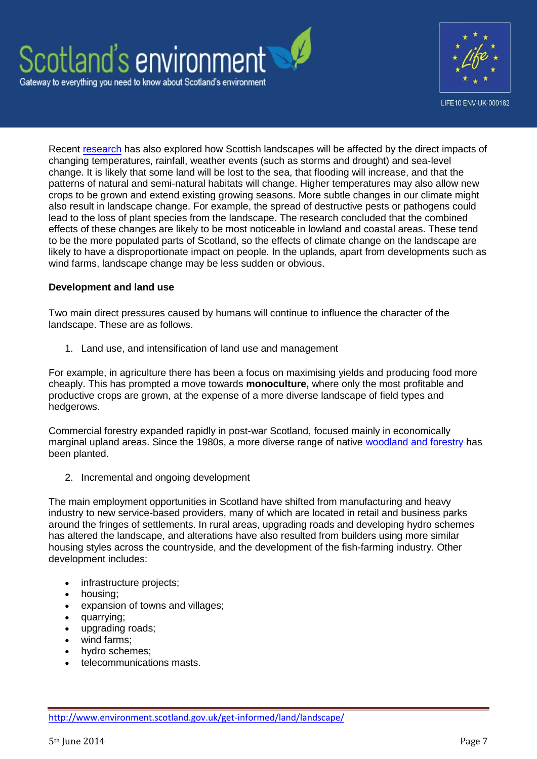Recent research has also explored how Scottish landscapes will be affected by the direct impacts of changing temperatures, rainfall, weather events (such as storms and drought) and sea-level change. It is likely that some land will be lost to the sea, that flooding will increase, and that the patterns of natural and semi-natural habitats will change. Higher temperatures may also allow new crops to be grown and extend existing growing seasons. More subtle changes in our climate might also result in landscape change. For example, the spread of destructive pests or pathogens could lead to the loss of plant species from the landscape. The research concluded that the combined effects of these changes are likely to be most noticeable in lowland and coastal areas. These tend to be the more populated parts of Scotland, so the effects of climate change on the landscape are likely to have a disproportionate impact on people. In the uplands, apart from developments such as wind farms, landscape change may be less sudden or obvious.

**Development and land use**

Two main direct pressures caused by humans will continue to influence the character of the landscape. These are as follows.

1. Land use, and intensification of land use and management

For example, in agriculture there has been a focus on maximising yields and producing food more cheaply. This has prompted a move towards **monoculture,** where only the most profitable and productive crops are grown, at the expense of a more diverse landscape of field types and hedgerows.

Commercial forestry expanded rapidly in post-war Scotland, focused mainly in economically marginal upland areas. Since the 1980s, a more diverse range of native woodland and forestry has been planted.

2. Incremental and ongoing development

The main employment opportunities in Scotland have shifted from manufacturing and heavy industry to new service-based providers, many of which are located in retail and business parks around the fringes of settlements. In rural areas, upgrading roads and developing hydro schemes has altered the landscape, and alterations have also resulted from builders using more similar housing styles across the countryside, and the development of the fish-farming industry. Other development includes:

- infrastructure projects;
- housing;
- expansion of towns and villages;
- quarrying;
- upgrading roads;
- wind farms;
- hydro schemes;
- telecommunications masts.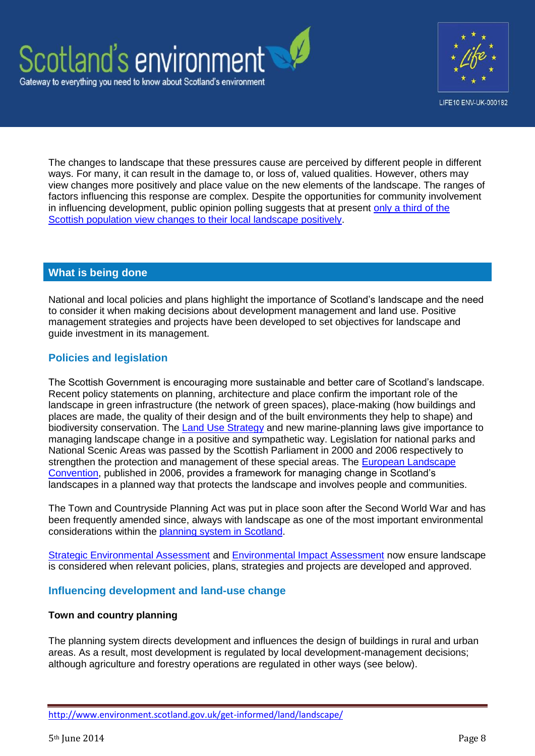The changes to landscape that these pressures cause are perceived by different people in different ways. For many, it can result in the damage to, or loss of, valued qualities. However, others may view changes more positively and place value on the new elements of the landscape. The ranges of factors influencing this response are complex. Despite the opportunities for community involvement in influencing development, public opinion polling suggests that at present only a third of the Scottish population view changes to their local landscape positively.

## What is being done

National and local policies and plans highlight the importance of Scotland's landscape and the need to consider it when making decisions about development management and land use. Positive management strategies and projects have been developed to set objectives for landscape and guide investment in its management.

### Policies and legislation

The Scottish Government is encouraging more sustainable and better care of Scotland's landscape. Recent policy statements on planning, architecture and place confirm the important role of the landscape in green infrastructure (the network of green spaces), place-making (how buildings and places are made, the quality of their design and of the built environments they help to shape) and biodiversity conservation. The Land Use Strategy and new marine-planning laws give importance to managing landscape change in a positive and sympathetic way. Legislation for national parks and National Scenic Areas was passed by the Scottish Parliament in 2000 and 2006 respectively to strengthen the protection and management of these special areas. The European Landscape Convention, published in 2006, provides a framework for managing change in Scotland's landscapes in a planned way that protects the landscape and involves people and communities.

The Town and Countryside Planning Act was put in place soon after the Second World War and has been frequently amended since, always with landscape as one of the most important environmental considerations within the planning system in Scotland.

Strategic Environmental Assessment and Environmental Impact Assessment now ensure landscape is considered when relevant policies, plans, strategies and projects are developed and approved.

### Influencing development and land-use change

**Town and country planning**

The planning system directs development and influences the design of buildings in rural and urban areas. As a result, most development is regulated by local development-management decisions; although agriculture and forestry operations are regulated in other ways (see below).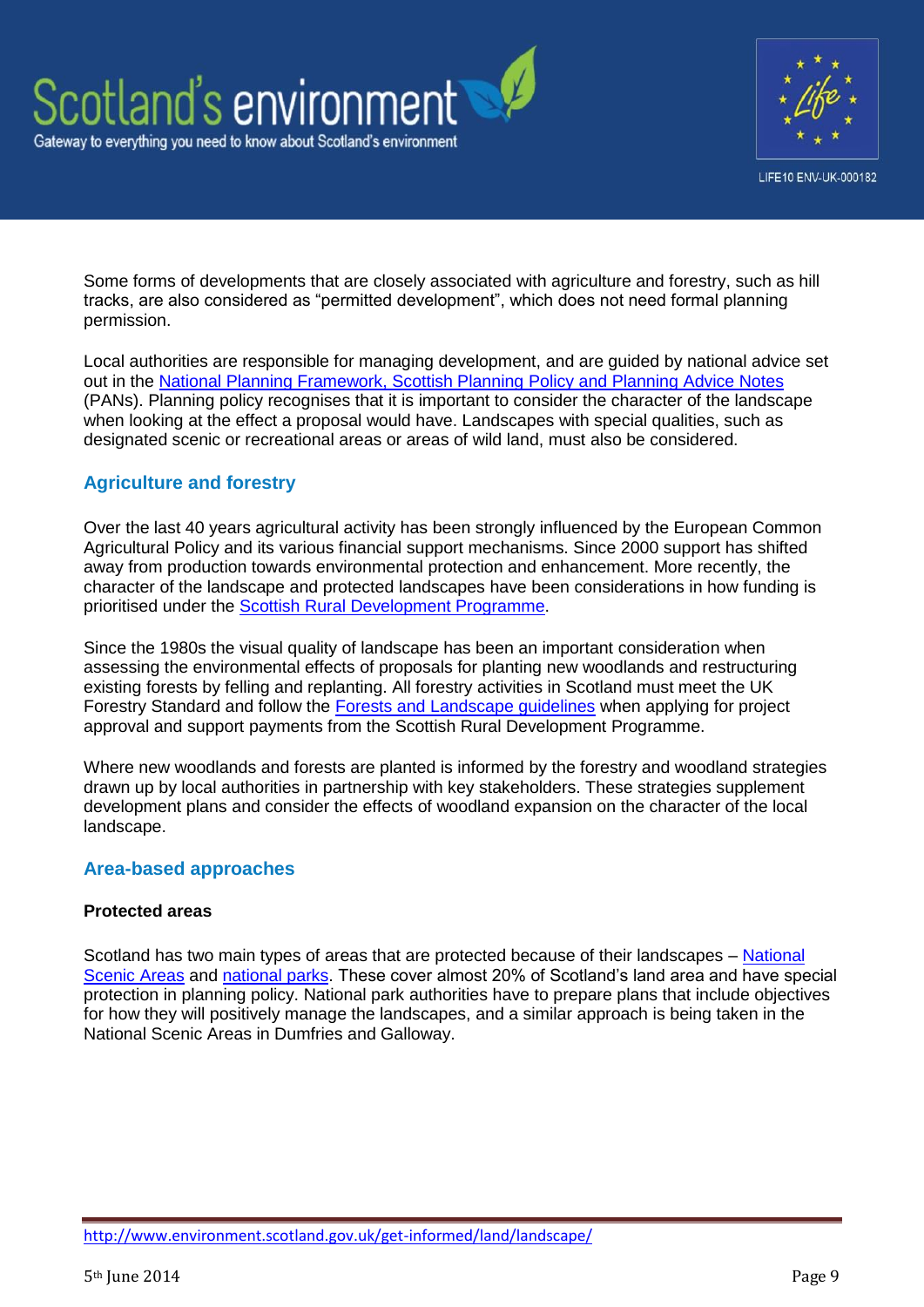Some forms of developments that are closely associated with agriculture and forestry, such as hill tracks, are also considered as "permitted development", which does not need formal planning permission.

Local authorities are responsible for managing development, and are guided by national advice set out in the National Planning Framework, Scottish Planning Policy and Planning Advice Notes (PANs). Planning policy recognises that it is important to consider the character of the landscape when looking at the effect a proposal would have. Landscapes with special qualities, such as designated scenic or recreational areas or areas of wild land, must also be considered.

## Agriculture and forestry

Over the last 40 years agricultural activity has been strongly influenced by the European Common Agricultural Policy and its various financial support mechanisms. Since 2000 support has shifted away from production towards environmental protection and enhancement. More recently, the character of the landscape and protected landscapes have been considerations in how funding is prioritised under the Scottish Rural Development Programme.

Since the 1980s the visual quality of landscape has been an important consideration when assessing the environmental effects of proposals for planting new woodlands and restructuring existing forests by felling and replanting. All forestry activities in Scotland must meet the UK Forestry Standard and follow the Forests and Landscape guidelines when applying for project approval and support payments from the Scottish Rural Development Programme.

Where new woodlands and forests are planted is informed by the forestry and woodland strategies drawn up by local authorities in partnership with key stakeholders. These strategies supplement development plans and consider the effects of woodland expansion on the character of the local landscape.

## Area-based approaches

### Protected areas

Scotland has two main types of areas that are protected because of their landscapes – National Scenic Areas and national parks. These cover almost 20% of Scotland's land area and have special protection in planning policy. National park authorities have to prepare plans that include objectives for how they will positively manage the landscapes, and a similar approach is being taken in the National Scenic Areas in Dumfries and Galloway.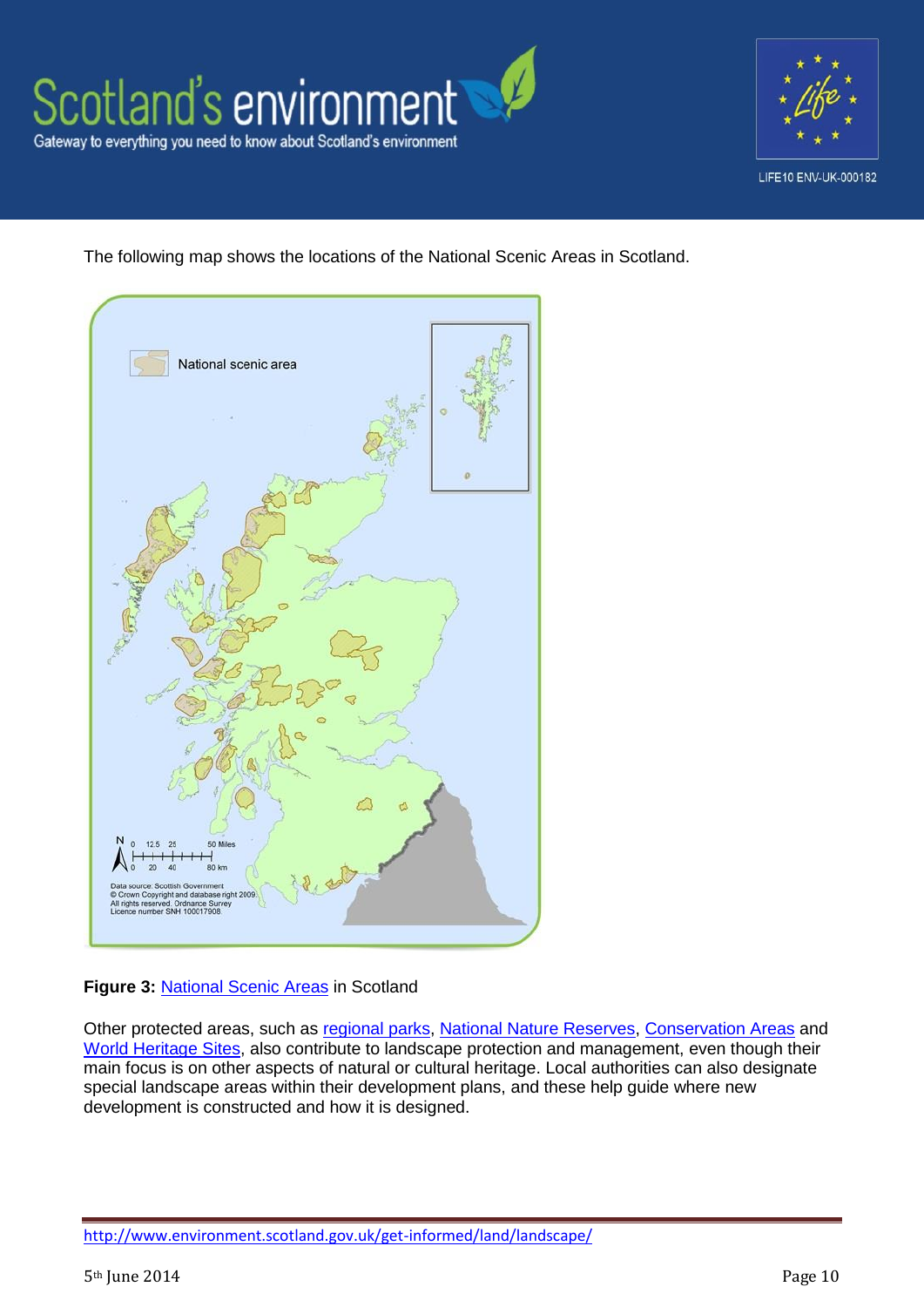The following map shows the locations of the National Scenic Areas in Scotland.

**Figure 3:** [National Scenic Areas](#) in Scotland

Other protected areas, such as [regional parks](#), [National Nature Reserves](#), [Conservation Areas](#) and [World Heritage Sites](#), also contribute to landscape protection and management, even though their main focus is on other aspects of natural or cultural heritage. Local authorities can also designate special landscape areas within their development plans, and these help guide where new development is constructed and how it is designed.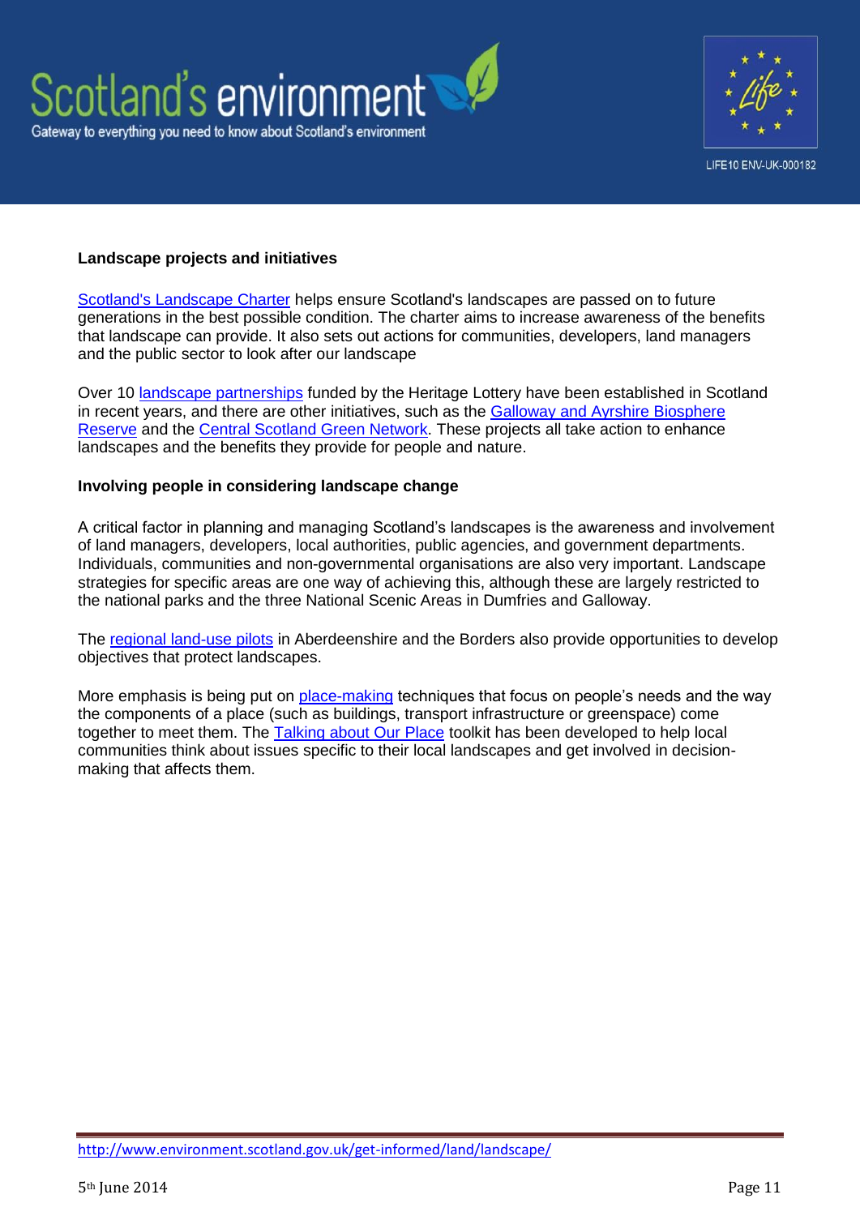**Landscape projects and initiatives**

Scotland's Landscape Charter helps ensure Scotland's landscapes are passed on to future generations in the best possible condition. The charter aims to increase awareness of the benefits that landscape can provide. It also sets out actions for communities, developers, land managers and the public sector to look after our landscape

Over 10 landscape partnerships funded by the Heritage Lottery have been established in Scotland in recent years, and there are other initiatives, such as the Galloway and Ayrshire Biosphere Reserve and the Central Scotland Green Network. These projects all take action to enhance landscapes and the benefits they provide for people and nature.

**Involving people in considering landscape change**

A critical factor in planning and managing Scotland's landscapes is the awareness and involvement of land managers, developers, local authorities, public agencies, and government departments. Individuals, communities and non-governmental organisations are also very important. Landscape strategies for specific areas are one way of achieving this, although these are largely restricted to the national parks and the three National Scenic Areas in Dumfries and Galloway.

The regional land-use pilots in Aberdeenshire and the Borders also provide opportunities to develop objectives that protect landscapes.

More emphasis is being put on place-making techniques that focus on people's needs and the way the components of a place (such as buildings, transport infrastructure or greenspace) come together to meet them. The Talking about Our Place toolkit has been developed to help local communities think about issues specific to their local landscapes and get involved in decision-making that affects them.